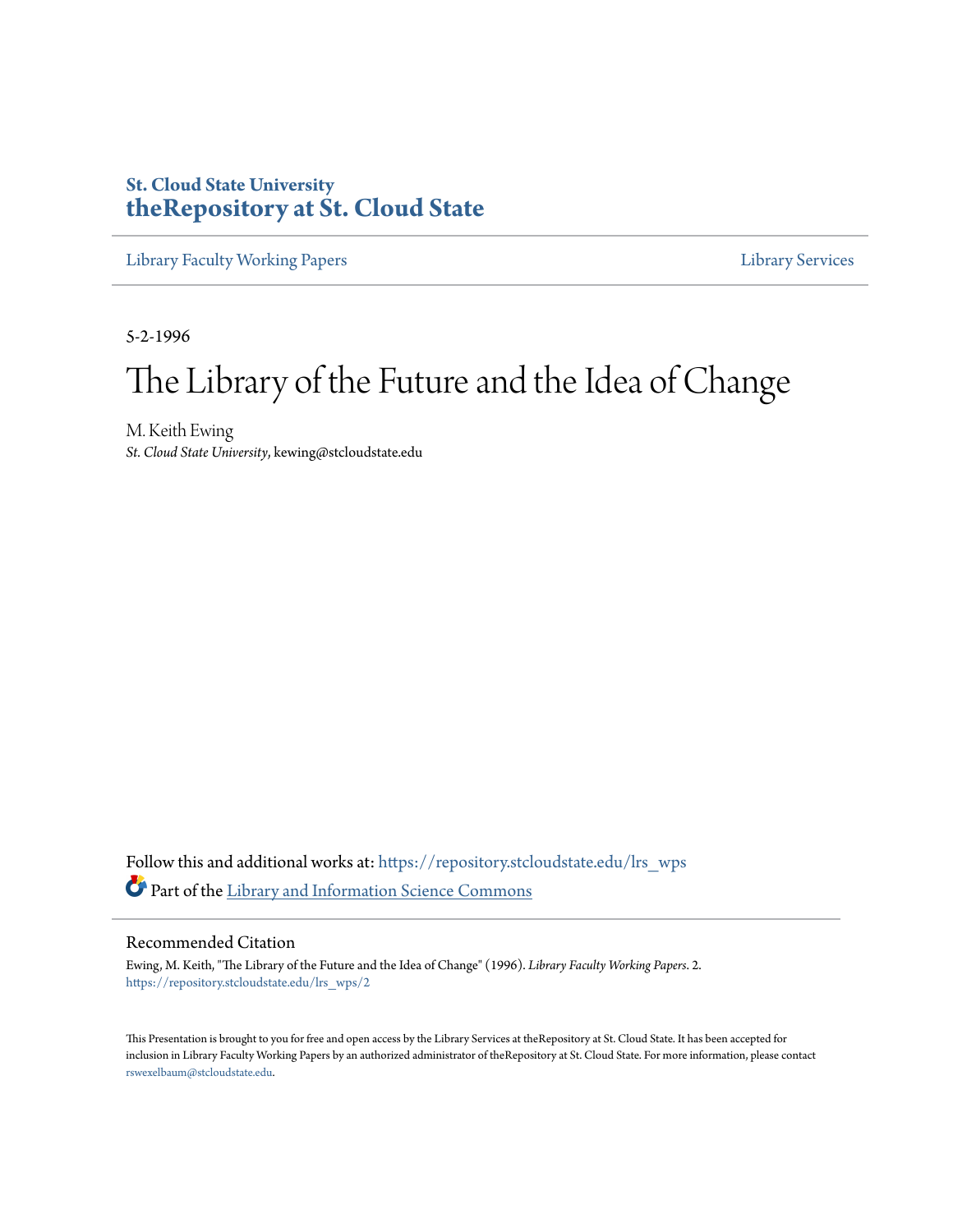St. Cloud State University
**theRepository at St. Cloud State**

Library Faculty Working Papers | Library Services

5-2-1996

# The Library of the Future and the Idea of Change

M. Keith Ewing
*St. Cloud State University*, kewing@stcloudstate.edu

Follow this and additional works at: https://repository.stcloudstate.edu/lrs_wps

Part of the Library and Information Science Commons

## Recommended Citation

Ewing, M. Keith, "The Library of the Future and the Idea of Change" (1996). *Library Faculty Working Papers*. 2.
https://repository.stcloudstate.edu/lrs_wps/2

This Presentation is brought to you for free and open access by the Library Services at theRepository at St. Cloud State. It has been accepted for inclusion in Library Faculty Working Papers by an authorized administrator of theRepository at St. Cloud State. For more information, please contact rswexelbaum@stcloudstate.edu.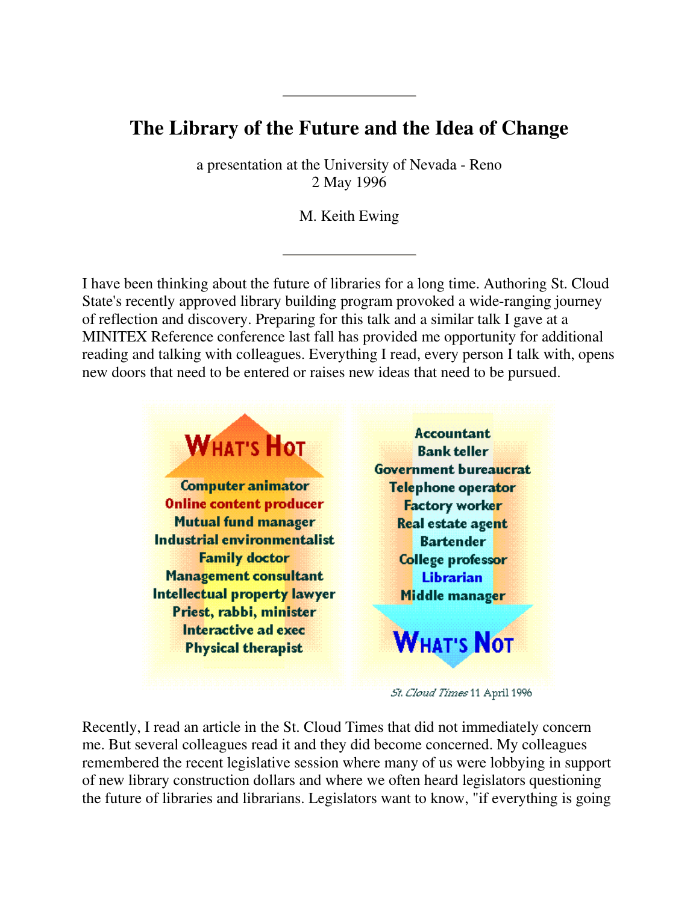# The Library of the Future and the Idea of Change

a presentation at the University of Nevada - Reno
2 May 1996

M. Keith Ewing

---

I have been thinking about the future of libraries for a long time. Authoring St. Cloud State's recently approved library building program provoked a wide-ranging journey of reflection and discovery. Preparing for this talk and a similar talk I gave at a MINITEX Reference conference last fall has provided me opportunity for additional reading and talking with colleagues. Everything I read, every person I talk with, opens new doors that need to be entered or raises new ideas that need to be pursued.

| WHAT'S HOT | WHAT'S NOT |
| --- | --- |
| Computer animator | Accountant |
| Online content producer | Bank teller |
| Mutual fund manager | Government bureaucrat |
| Industrial environmentalist | Telephone operator |
| Family doctor | Factory worker |
| Management consultant | Real estate agent |
| Intellectual property lawyer | Bartender |
| Priest, rabbi, minister | College professor |
| Interactive ad exec | Librarian |
| Physical therapist | Middle manager |

*St. Cloud Times* 11 April 1996

Recently, I read an article in the St. Cloud Times that did not immediately concern me. But several colleagues read it and they did become concerned. My colleagues remembered the recent legislative session where many of us were lobbying in support of new library construction dollars and where we often heard legislators questioning the future of libraries and librarians. Legislators want to know, "if everything is going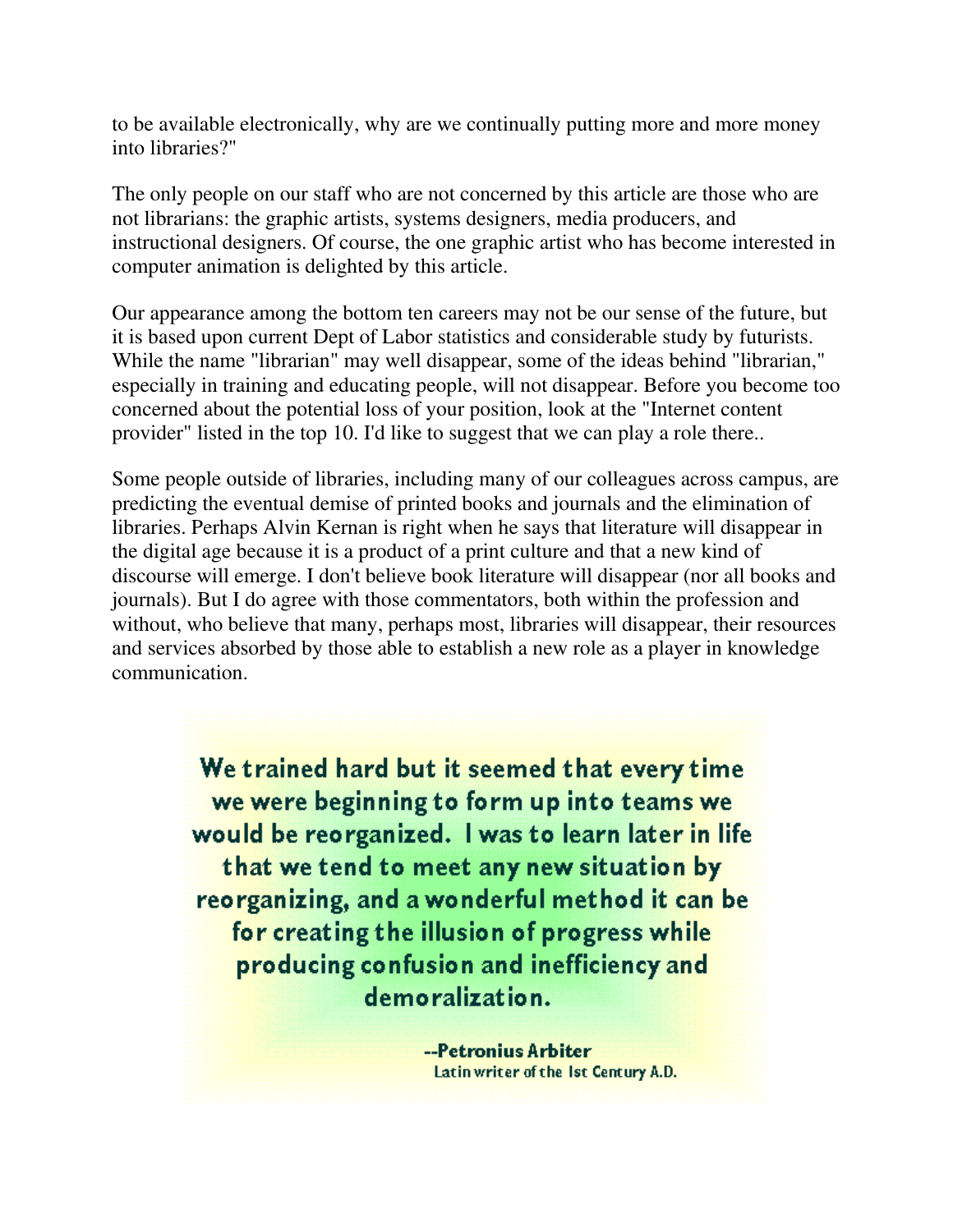to be available electronically, why are we continually putting more and more money into libraries?"

The only people on our staff who are not concerned by this article are those who are not librarians: the graphic artists, systems designers, media producers, and instructional designers. Of course, the one graphic artist who has become interested in computer animation is delighted by this article.

Our appearance among the bottom ten careers may not be our sense of the future, but it is based upon current Dept of Labor statistics and considerable study by futurists. While the name "librarian" may well disappear, some of the ideas behind "librarian," especially in training and educating people, will not disappear. Before you become too concerned about the potential loss of your position, look at the "Internet content provider" listed in the top 10. I'd like to suggest that we can play a role there..

Some people outside of libraries, including many of our colleagues across campus, are predicting the eventual demise of printed books and journals and the elimination of libraries. Perhaps Alvin Kernan is right when he says that literature will disappear in the digital age because it is a product of a print culture and that a new kind of discourse will emerge. I don't believe book literature will disappear (nor all books and journals). But I do agree with those commentators, both within the profession and without, who believe that many, perhaps most, libraries will disappear, their resources and services absorbed by those able to establish a new role as a player in knowledge communication.

**We trained hard but it seemed that every time we were beginning to form up into teams we would be reorganized. I was to learn later in life that we tend to meet any new situation by reorganizing, and a wonderful method it can be for creating the illusion of progress while producing confusion and inefficiency and demoralization.**

**--Petronius Arbiter**
Latin writer of the 1st Century A.D.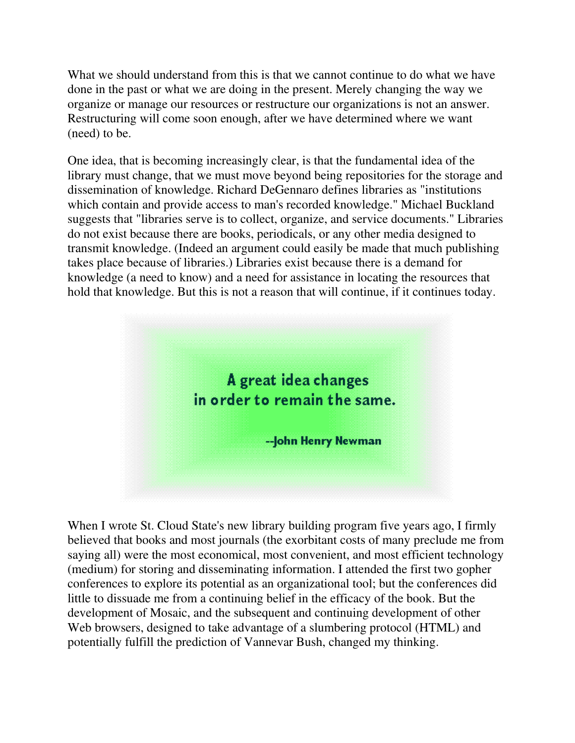What we should understand from this is that we cannot continue to do what we have done in the past or what we are doing in the present. Merely changing the way we organize or manage our resources or restructure our organizations is not an answer. Restructuring will come soon enough, after we have determined where we want (need) to be.

One idea, that is becoming increasingly clear, is that the fundamental idea of the library must change, that we must move beyond being repositories for the storage and dissemination of knowledge. Richard DeGennaro defines libraries as "institutions which contain and provide access to man's recorded knowledge." Michael Buckland suggests that "libraries serve is to collect, organize, and service documents." Libraries do not exist because there are books, periodicals, or any other media designed to transmit knowledge. (Indeed an argument could easily be made that much publishing takes place because of libraries.) Libraries exist because there is a demand for knowledge (a need to know) and a need for assistance in locating the resources that hold that knowledge. But this is not a reason that will continue, if it continues today.

**A great idea changes in order to remain the same.**

**--John Henry Newman**

When I wrote St. Cloud State's new library building program five years ago, I firmly believed that books and most journals (the exorbitant costs of many preclude me from saying all) were the most economical, most convenient, and most efficient technology (medium) for storing and disseminating information. I attended the first two gopher conferences to explore its potential as an organizational tool; but the conferences did little to dissuade me from a continuing belief in the efficacy of the book. But the development of Mosaic, and the subsequent and continuing development of other Web browsers, designed to take advantage of a slumbering protocol (HTML) and potentially fulfill the prediction of Vannevar Bush, changed my thinking.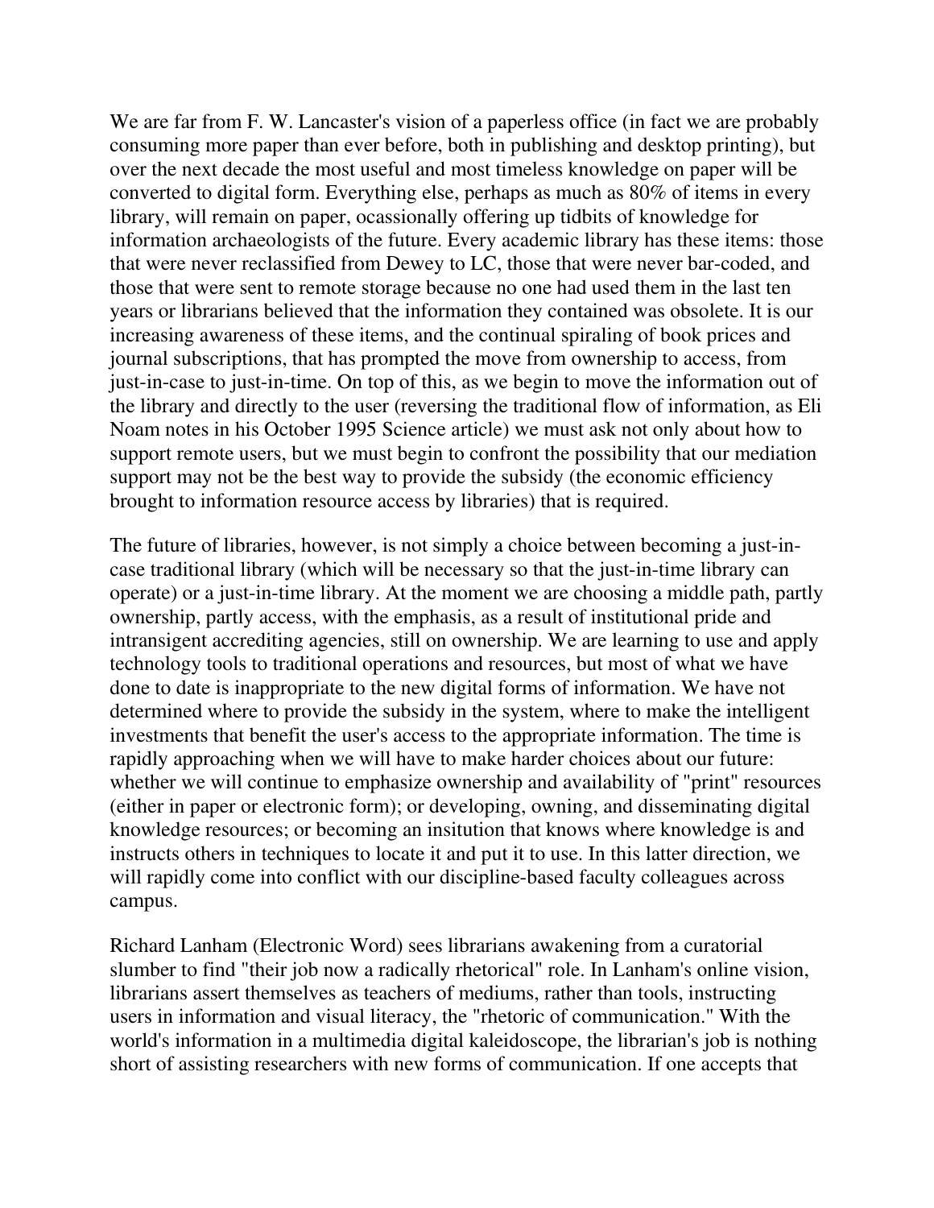We are far from F. W. Lancaster's vision of a paperless office (in fact we are probably consuming more paper than ever before, both in publishing and desktop printing), but over the next decade the most useful and most timeless knowledge on paper will be converted to digital form. Everything else, perhaps as much as 80% of items in every library, will remain on paper, ocassionally offering up tidbits of knowledge for information archaeologists of the future. Every academic library has these items: those that were never reclassified from Dewey to LC, those that were never bar-coded, and those that were sent to remote storage because no one had used them in the last ten years or librarians believed that the information they contained was obsolete. It is our increasing awareness of these items, and the continual spiraling of book prices and journal subscriptions, that has prompted the move from ownership to access, from just-in-case to just-in-time. On top of this, as we begin to move the information out of the library and directly to the user (reversing the traditional flow of information, as Eli Noam notes in his October 1995 Science article) we must ask not only about how to support remote users, but we must begin to confront the possibility that our mediation support may not be the best way to provide the subsidy (the economic efficiency brought to information resource access by libraries) that is required.

The future of libraries, however, is not simply a choice between becoming a just-in-case traditional library (which will be necessary so that the just-in-time library can operate) or a just-in-time library. At the moment we are choosing a middle path, partly ownership, partly access, with the emphasis, as a result of institutional pride and intransigent accrediting agencies, still on ownership. We are learning to use and apply technology tools to traditional operations and resources, but most of what we have done to date is inappropriate to the new digital forms of information. We have not determined where to provide the subsidy in the system, where to make the intelligent investments that benefit the user's access to the appropriate information. The time is rapidly approaching when we will have to make harder choices about our future: whether we will continue to emphasize ownership and availability of "print" resources (either in paper or electronic form); or developing, owning, and disseminating digital knowledge resources; or becoming an insitution that knows where knowledge is and instructs others in techniques to locate it and put it to use. In this latter direction, we will rapidly come into conflict with our discipline-based faculty colleagues across campus.

Richard Lanham (Electronic Word) sees librarians awakening from a curatorial slumber to find "their job now a radically rhetorical" role. In Lanham's online vision, librarians assert themselves as teachers of mediums, rather than tools, instructing users in information and visual literacy, the "rhetoric of communication." With the world's information in a multimedia digital kaleidoscope, the librarian's job is nothing short of assisting researchers with new forms of communication. If one accepts that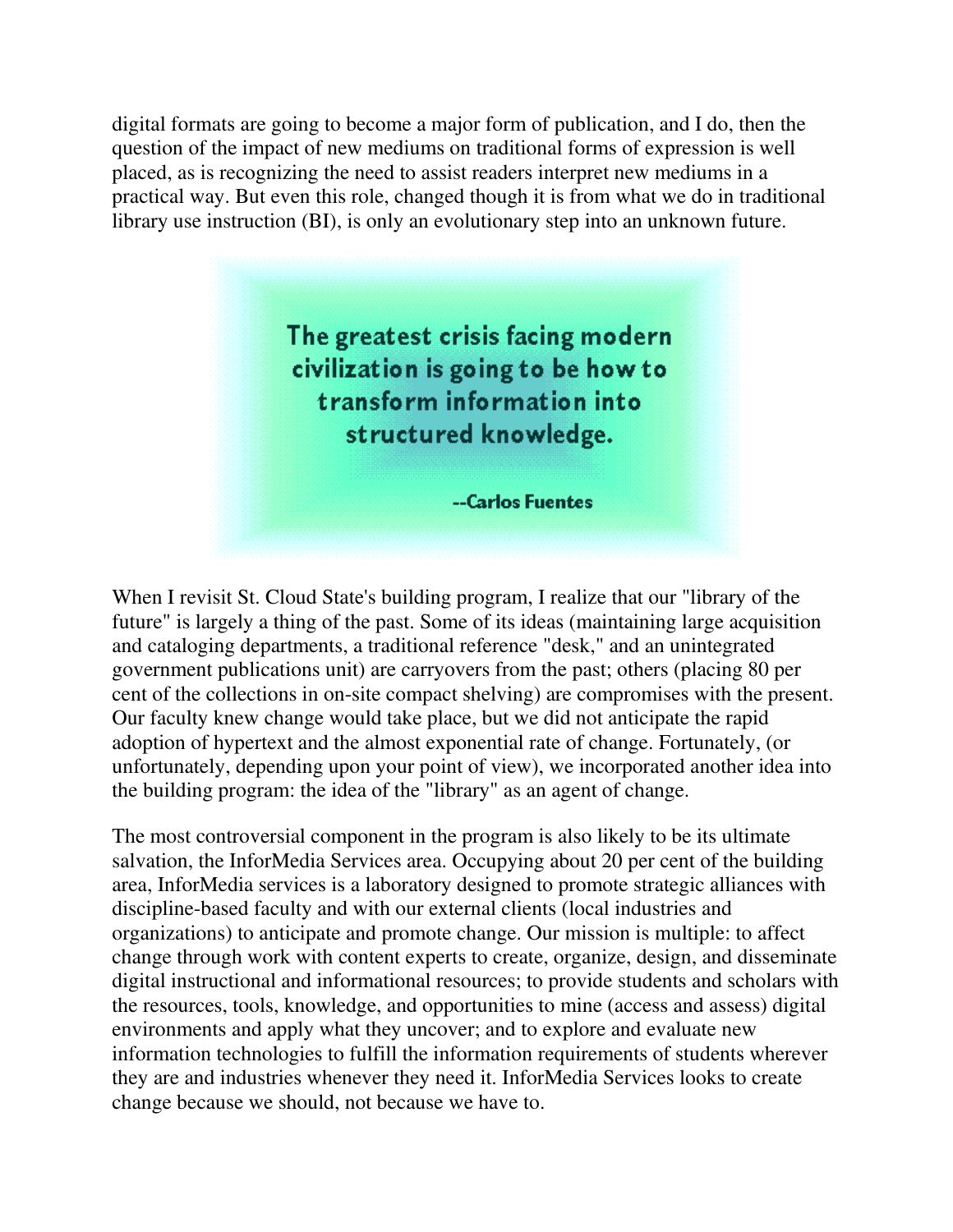digital formats are going to become a major form of publication, and I do, then the question of the impact of new mediums on traditional forms of expression is well placed, as is recognizing the need to assist readers interpret new mediums in a practical way. But even this role, changed though it is from what we do in traditional library use instruction (BI), is only an evolutionary step into an unknown future.

> **The greatest crisis facing modern civilization is going to be how to transform information into structured knowledge.**
>
> **--Carlos Fuentes**

When I revisit St. Cloud State's building program, I realize that our "library of the future" is largely a thing of the past. Some of its ideas (maintaining large acquisition and cataloging departments, a traditional reference "desk," and an unintegrated government publications unit) are carryovers from the past; others (placing 80 per cent of the collections in on-site compact shelving) are compromises with the present. Our faculty knew change would take place, but we did not anticipate the rapid adoption of hypertext and the almost exponential rate of change. Fortunately, (or unfortunately, depending upon your point of view), we incorporated another idea into the building program: the idea of the "library" as an agent of change.

The most controversial component in the program is also likely to be its ultimate salvation, the InforMedia Services area. Occupying about 20 per cent of the building area, InforMedia services is a laboratory designed to promote strategic alliances with discipline-based faculty and with our external clients (local industries and organizations) to anticipate and promote change. Our mission is multiple: to affect change through work with content experts to create, organize, design, and disseminate digital instructional and informational resources; to provide students and scholars with the resources, tools, knowledge, and opportunities to mine (access and assess) digital environments and apply what they uncover; and to explore and evaluate new information technologies to fulfill the information requirements of students wherever they are and industries whenever they need it. InforMedia Services looks to create change because we should, not because we have to.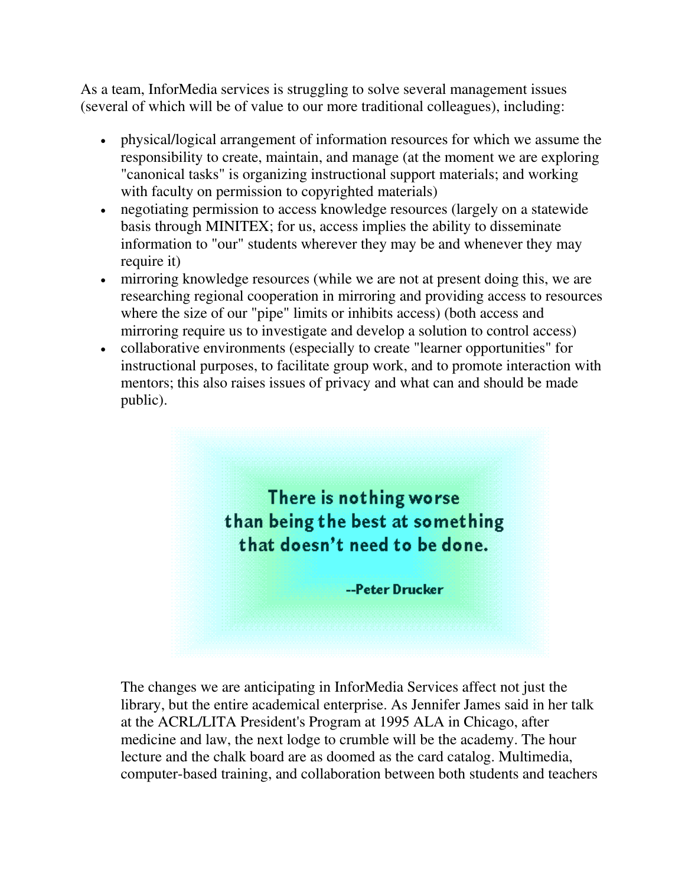As a team, InforMedia services is struggling to solve several management issues (several of which will be of value to our more traditional colleagues), including:

- physical/logical arrangement of information resources for which we assume the responsibility to create, maintain, and manage (at the moment we are exploring "canonical tasks" is organizing instructional support materials; and working with faculty on permission to copyrighted materials)
- negotiating permission to access knowledge resources (largely on a statewide basis through MINITEX; for us, access implies the ability to disseminate information to "our" students wherever they may be and whenever they may require it)
- mirroring knowledge resources (while we are not at present doing this, we are researching regional cooperation in mirroring and providing access to resources where the size of our "pipe" limits or inhibits access) (both access and mirroring require us to investigate and develop a solution to control access)
- collaborative environments (especially to create "learner opportunities" for instructional purposes, to facilitate group work, and to promote interaction with mentors; this also raises issues of privacy and what can and should be made public).

**There is nothing worse than being the best at something that doesn't need to be done.**

**--Peter Drucker**

The changes we are anticipating in InforMedia Services affect not just the library, but the entire academical enterprise. As Jennifer James said in her talk at the ACRL/LITA President's Program at 1995 ALA in Chicago, after medicine and law, the next lodge to crumble will be the academy. The hour lecture and the chalk board are as doomed as the card catalog. Multimedia, computer-based training, and collaboration between both students and teachers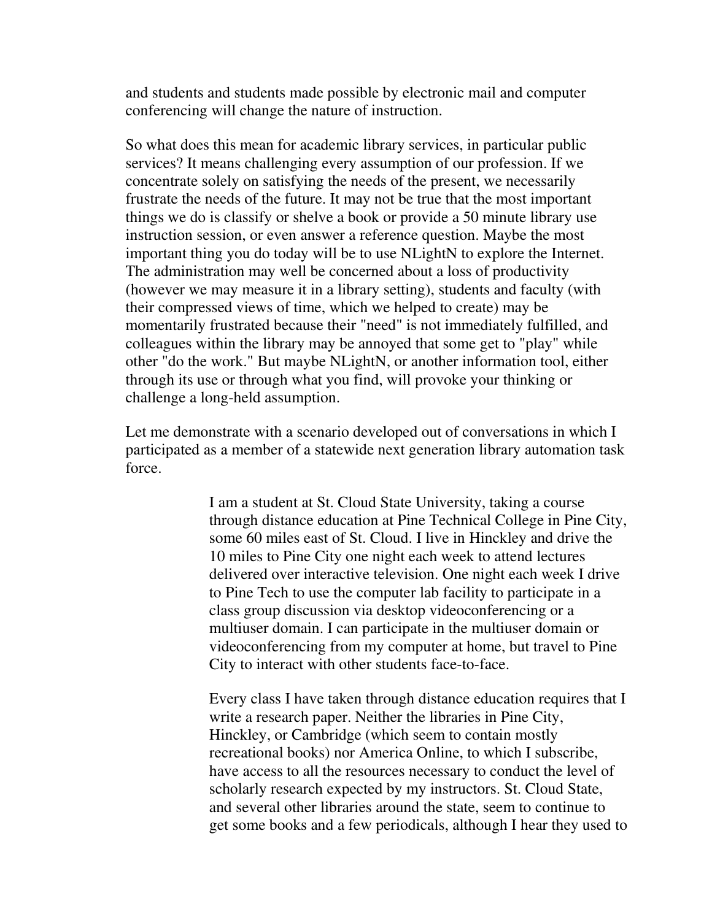and students and students made possible by electronic mail and computer conferencing will change the nature of instruction.

So what does this mean for academic library services, in particular public services? It means challenging every assumption of our profession. If we concentrate solely on satisfying the needs of the present, we necessarily frustrate the needs of the future. It may not be true that the most important things we do is classify or shelve a book or provide a 50 minute library use instruction session, or even answer a reference question. Maybe the most important thing you do today will be to use NLightN to explore the Internet. The administration may well be concerned about a loss of productivity (however we may measure it in a library setting), students and faculty (with their compressed views of time, which we helped to create) may be momentarily frustrated because their "need" is not immediately fulfilled, and colleagues within the library may be annoyed that some get to "play" while other "do the work." But maybe NLightN, or another information tool, either through its use or through what you find, will provoke your thinking or challenge a long-held assumption.

Let me demonstrate with a scenario developed out of conversations in which I participated as a member of a statewide next generation library automation task force.

> I am a student at St. Cloud State University, taking a course through distance education at Pine Technical College in Pine City, some 60 miles east of St. Cloud. I live in Hinckley and drive the 10 miles to Pine City one night each week to attend lectures delivered over interactive television. One night each week I drive to Pine Tech to use the computer lab facility to participate in a class group discussion via desktop videoconferencing or a multiuser domain. I can participate in the multiuser domain or videoconferencing from my computer at home, but travel to Pine City to interact with other students face-to-face.
>
> Every class I have taken through distance education requires that I write a research paper. Neither the libraries in Pine City, Hinckley, or Cambridge (which seem to contain mostly recreational books) nor America Online, to which I subscribe, have access to all the resources necessary to conduct the level of scholarly research expected by my instructors. St. Cloud State, and several other libraries around the state, seem to continue to get some books and a few periodicals, although I hear they used to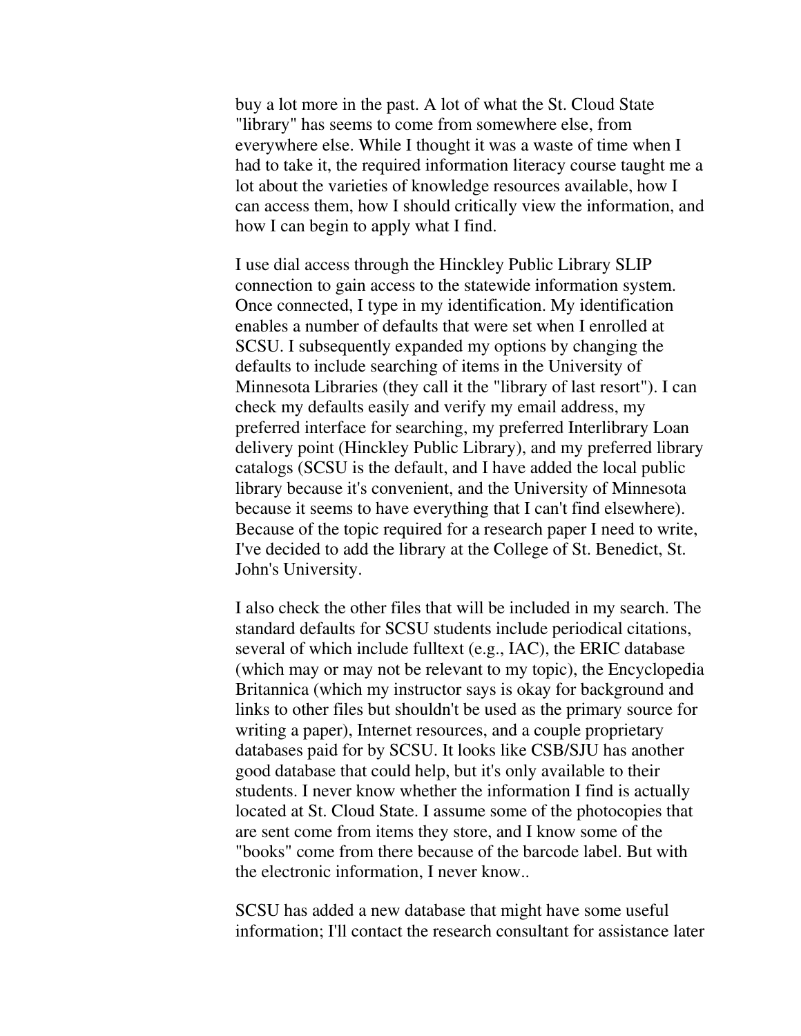buy a lot more in the past. A lot of what the St. Cloud State "library" has seems to come from somewhere else, from everywhere else. While I thought it was a waste of time when I had to take it, the required information literacy course taught me a lot about the varieties of knowledge resources available, how I can access them, how I should critically view the information, and how I can begin to apply what I find.

I use dial access through the Hinckley Public Library SLIP connection to gain access to the statewide information system. Once connected, I type in my identification. My identification enables a number of defaults that were set when I enrolled at SCSU. I subsequently expanded my options by changing the defaults to include searching of items in the University of Minnesota Libraries (they call it the "library of last resort"). I can check my defaults easily and verify my email address, my preferred interface for searching, my preferred Interlibrary Loan delivery point (Hinckley Public Library), and my preferred library catalogs (SCSU is the default, and I have added the local public library because it's convenient, and the University of Minnesota because it seems to have everything that I can't find elsewhere). Because of the topic required for a research paper I need to write, I've decided to add the library at the College of St. Benedict, St. John's University.

I also check the other files that will be included in my search. The standard defaults for SCSU students include periodical citations, several of which include fulltext (e.g., IAC), the ERIC database (which may or may not be relevant to my topic), the Encyclopedia Britannica (which my instructor says is okay for background and links to other files but shouldn't be used as the primary source for writing a paper), Internet resources, and a couple proprietary databases paid for by SCSU. It looks like CSB/SJU has another good database that could help, but it's only available to their students. I never know whether the information I find is actually located at St. Cloud State. I assume some of the photocopies that are sent come from items they store, and I know some of the "books" come from there because of the barcode label. But with the electronic information, I never know..

SCSU has added a new database that might have some useful information; I'll contact the research consultant for assistance later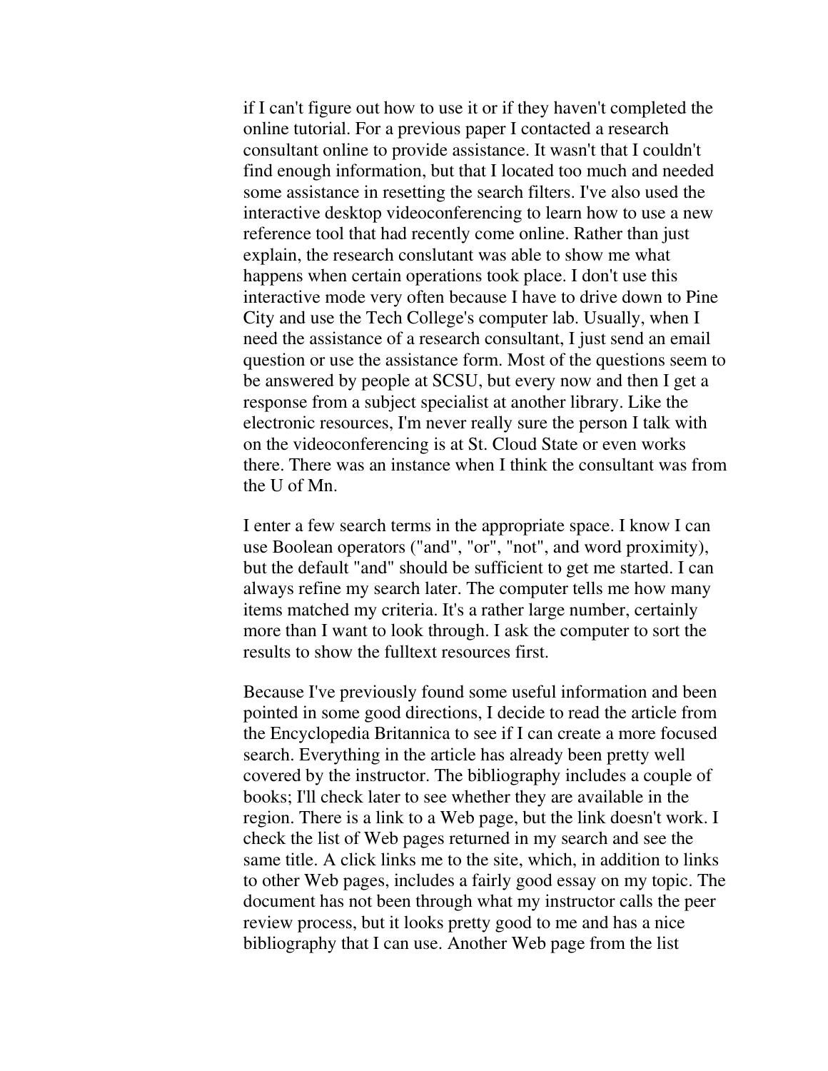if I can't figure out how to use it or if they haven't completed the online tutorial. For a previous paper I contacted a research consultant online to provide assistance. It wasn't that I couldn't find enough information, but that I located too much and needed some assistance in resetting the search filters. I've also used the interactive desktop videoconferencing to learn how to use a new reference tool that had recently come online. Rather than just explain, the research conslutant was able to show me what happens when certain operations took place. I don't use this interactive mode very often because I have to drive down to Pine City and use the Tech College's computer lab. Usually, when I need the assistance of a research consultant, I just send an email question or use the assistance form. Most of the questions seem to be answered by people at SCSU, but every now and then I get a response from a subject specialist at another library. Like the electronic resources, I'm never really sure the person I talk with on the videoconferencing is at St. Cloud State or even works there. There was an instance when I think the consultant was from the U of Mn.

I enter a few search terms in the appropriate space. I know I can use Boolean operators ("and", "or", "not", and word proximity), but the default "and" should be sufficient to get me started. I can always refine my search later. The computer tells me how many items matched my criteria. It's a rather large number, certainly more than I want to look through. I ask the computer to sort the results to show the fulltext resources first.

Because I've previously found some useful information and been pointed in some good directions, I decide to read the article from the Encyclopedia Britannica to see if I can create a more focused search. Everything in the article has already been pretty well covered by the instructor. The bibliography includes a couple of books; I'll check later to see whether they are available in the region. There is a link to a Web page, but the link doesn't work. I check the list of Web pages returned in my search and see the same title. A click links me to the site, which, in addition to links to other Web pages, includes a fairly good essay on my topic. The document has not been through what my instructor calls the peer review process, but it looks pretty good to me and has a nice bibliography that I can use. Another Web page from the list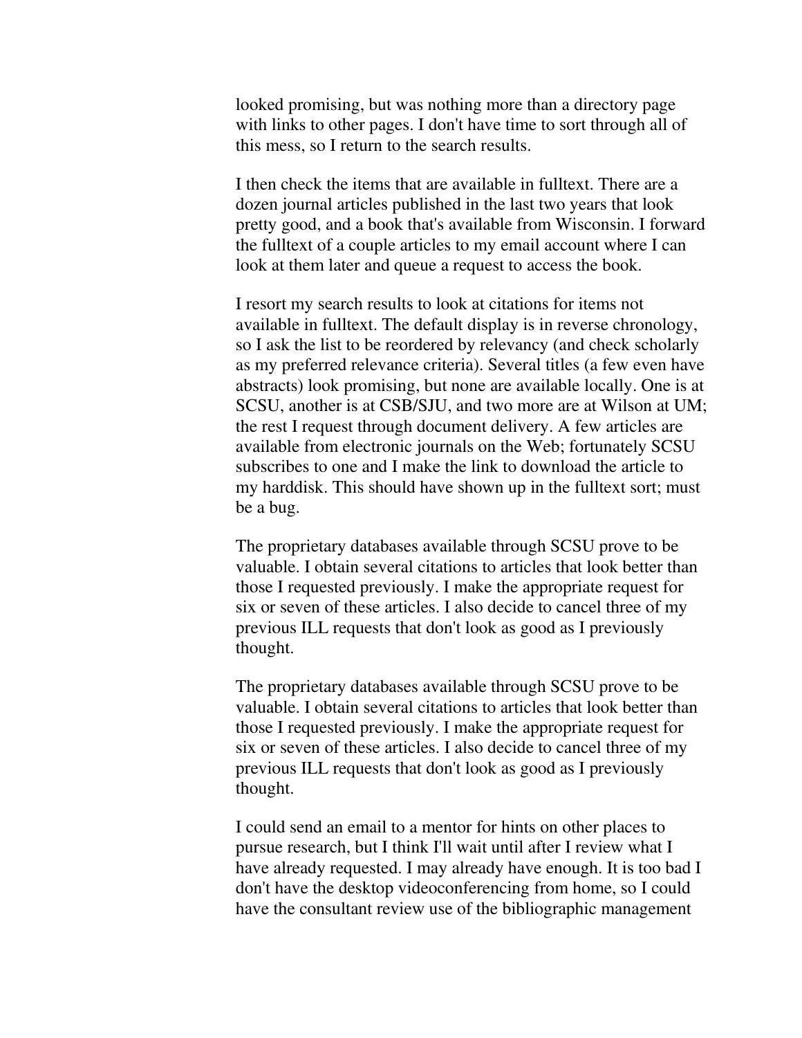looked promising, but was nothing more than a directory page with links to other pages. I don't have time to sort through all of this mess, so I return to the search results.

I then check the items that are available in fulltext. There are a dozen journal articles published in the last two years that look pretty good, and a book that's available from Wisconsin. I forward the fulltext of a couple articles to my email account where I can look at them later and queue a request to access the book.

I resort my search results to look at citations for items not available in fulltext. The default display is in reverse chronology, so I ask the list to be reordered by relevancy (and check scholarly as my preferred relevance criteria). Several titles (a few even have abstracts) look promising, but none are available locally. One is at SCSU, another is at CSB/SJU, and two more are at Wilson at UM; the rest I request through document delivery. A few articles are available from electronic journals on the Web; fortunately SCSU subscribes to one and I make the link to download the article to my harddisk. This should have shown up in the fulltext sort; must be a bug.

The proprietary databases available through SCSU prove to be valuable. I obtain several citations to articles that look better than those I requested previously. I make the appropriate request for six or seven of these articles. I also decide to cancel three of my previous ILL requests that don't look as good as I previously thought.

The proprietary databases available through SCSU prove to be valuable. I obtain several citations to articles that look better than those I requested previously. I make the appropriate request for six or seven of these articles. I also decide to cancel three of my previous ILL requests that don't look as good as I previously thought.

I could send an email to a mentor for hints on other places to pursue research, but I think I'll wait until after I review what I have already requested. I may already have enough. It is too bad I don't have the desktop videoconferencing from home, so I could have the consultant review use of the bibliographic management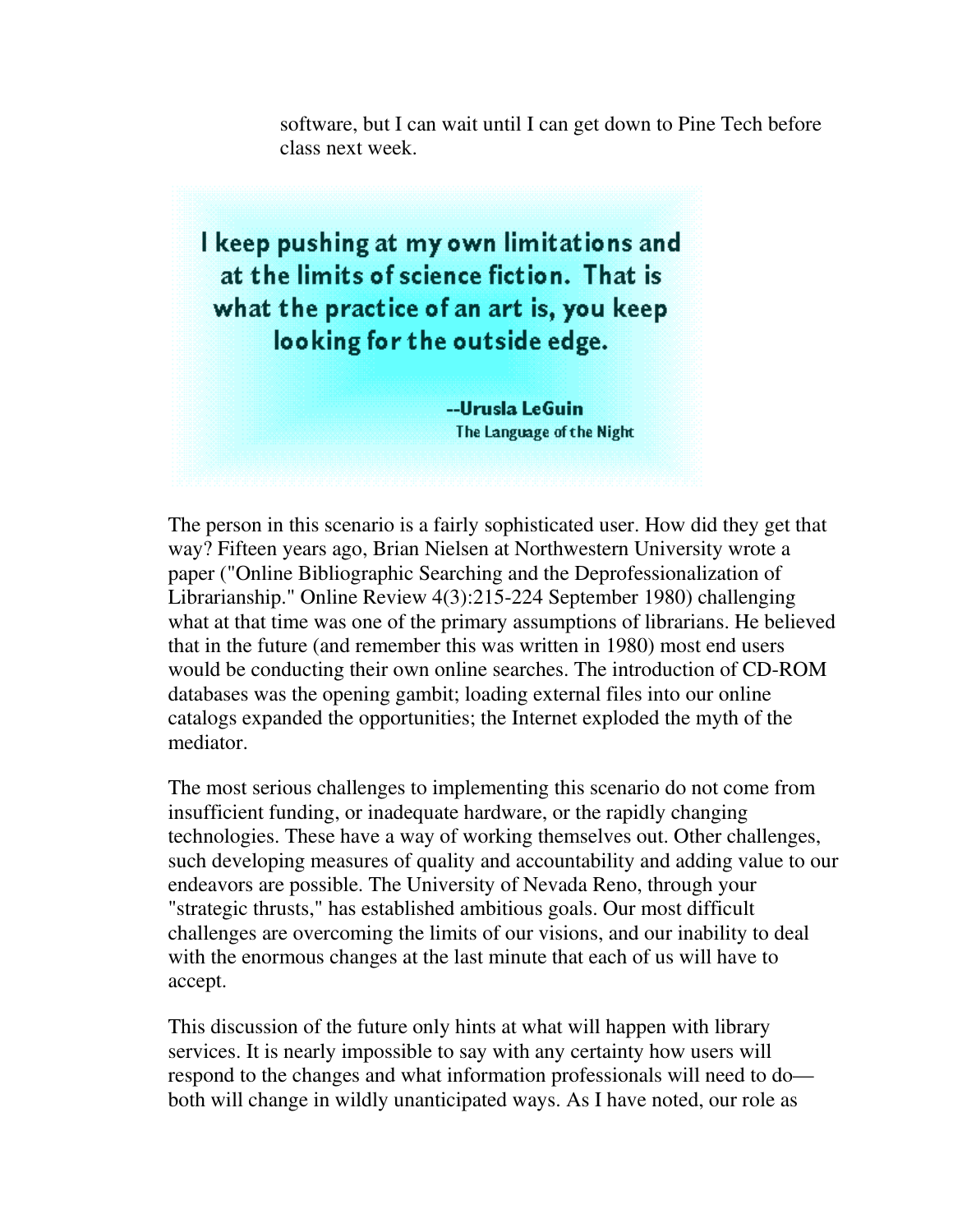software, but I can wait until I can get down to Pine Tech before class next week.

> **I keep pushing at my own limitations and at the limits of science fiction. That is what the practice of an art is, you keep looking for the outside edge.**
>
> **--Urusla LeGuin**
> **The Language of the Night**

The person in this scenario is a fairly sophisticated user. How did they get that way? Fifteen years ago, Brian Nielsen at Northwestern University wrote a paper ("Online Bibliographic Searching and the Deprofessionalization of Librarianship." Online Review 4(3):215-224 September 1980) challenging what at that time was one of the primary assumptions of librarians. He believed that in the future (and remember this was written in 1980) most end users would be conducting their own online searches. The introduction of CD-ROM databases was the opening gambit; loading external files into our online catalogs expanded the opportunities; the Internet exploded the myth of the mediator.

The most serious challenges to implementing this scenario do not come from insufficient funding, or inadequate hardware, or the rapidly changing technologies. These have a way of working themselves out. Other challenges, such developing measures of quality and accountability and adding value to our endeavors are possible. The University of Nevada Reno, through your "strategic thrusts," has established ambitious goals. Our most difficult challenges are overcoming the limits of our visions, and our inability to deal with the enormous changes at the last minute that each of us will have to accept.

This discussion of the future only hints at what will happen with library services. It is nearly impossible to say with any certainty how users will respond to the changes and what information professionals will need to do—both will change in wildly unanticipated ways. As I have noted, our role as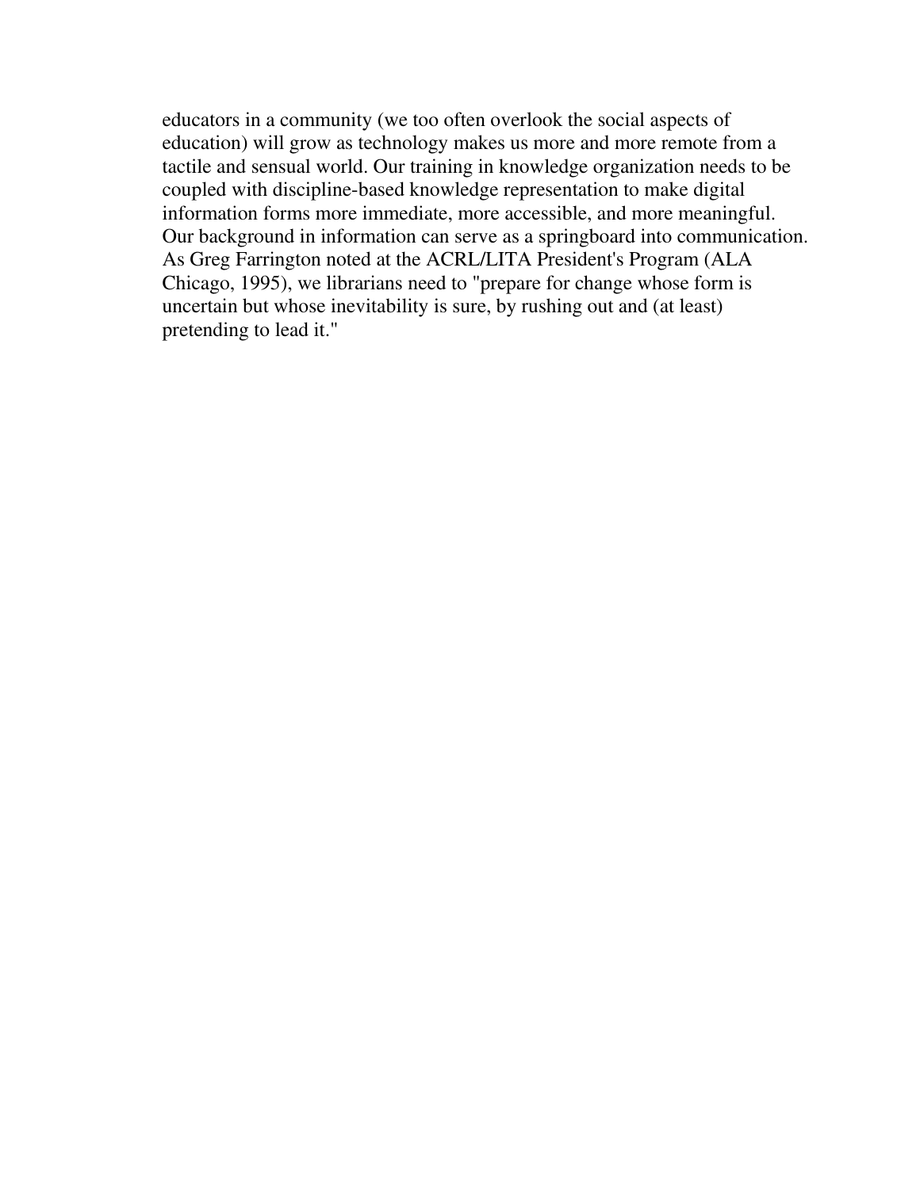educators in a community (we too often overlook the social aspects of education) will grow as technology makes us more and more remote from a tactile and sensual world. Our training in knowledge organization needs to be coupled with discipline-based knowledge representation to make digital information forms more immediate, more accessible, and more meaningful. Our background in information can serve as a springboard into communication. As Greg Farrington noted at the ACRL/LITA President's Program (ALA Chicago, 1995), we librarians need to "prepare for change whose form is uncertain but whose inevitability is sure, by rushing out and (at least) pretending to lead it."